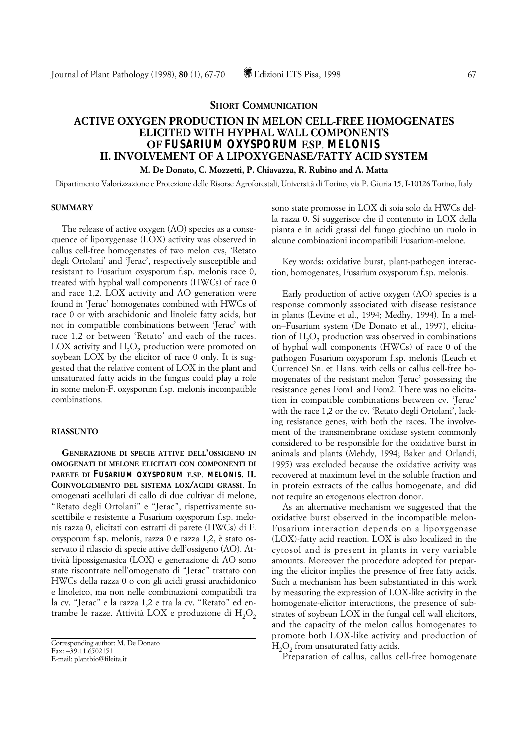**SHORT COMMUNICATION**

# ACTIVE OXYGEN PRODUCTION IN MELON CELL-FREE HOMOGENATES ELICITED WITH HYPHAL WALL COMPONENTS OF *FUSARIUM OXYSPORUM* F.SP. *MELONIS* II. INVOLVEMENT OF A LIPOXYGENASE/FATTY ACID SYSTEM

**M. De Donato, C. Mozzetti, P. Chiavazza, R. Rubino and A. Matta**

Dipartimento Valorizzazione e Protezione delle Risorse Agroforestali, Università di Torino, via P. Giuria 15, I-10126 Torino, Italy

## SUMMARY

The release of active oxygen (AO) species as a consequence of lipoxygenase (LOX) activity was observed in callus cell-free homogenates of two melon cvs, 'Retato degli Ortolani' and 'Jerac', respectively susceptible and resistant to Fusarium oxysporum f.sp. melonis race 0, treated with hyphal wall components (HWCs) of race 0 and race 1,2. LOX activity and AO generation were found in 'Jerac' homogenates combined with HWCs of race 0 or with arachidonic and linoleic fatty acids, but not in compatible combinations between 'Jerac' with race 1,2 or between 'Retato' and each of the races. LOX activity and $H_2O_2$ production were promoted on soybean LOX by the elicitor of race 0 only. It is suggested that the relative content of LOX in the plant and unsaturated fatty acids in the fungus could play a role in some melon-F. oxysporum f.sp. melonis incompatible combinations.

## RIASSUNTO

**GENERAZIONE DI SPECIE ATTIVE DELL'OSSIGENO IN OMOGENATI DI MELONE ELICITATI CON COMPONENTI DI PARETE DI *FUSARIUM OXYSPORUM* F.SP. *MELONIS*. II. COINVOLGIMENTO DEL SISTEMA LOX/ACIDI GRASSI**. In omogenati acellulari di callo di due cultivar di melone, "Retato degli Ortolani" e "Jerac", rispettivamente suscettibile e resistente a Fusarium oxysporum f.sp. melonis razza 0, elicitati con estratti di parete (HWCs) di F. oxysporum f.sp. melonis, razza 0 e razza 1,2, è stato osservato il rilascio di specie attive dell'ossigeno (AO). Attività lipossigenasica (LOX) e generazione di AO sono state riscontrate nell'omogenato di "Jerac" trattato con HWCs della razza 0 o con gli acidi grassi arachidonico e linoleico, ma non nelle combinazioni compatibili tra la cv. "Jerac" e la razza 1,2 e tra la cv. "Retato" ed entrambe le razze. Attività LOX e produzione di $H_2O_2$ sono state promosse in LOX di soia solo da HWCs della razza 0. Si suggerisce che il contenuto in LOX della pianta e in acidi grassi del fungo giochino un ruolo in alcune combinazioni incompatibili Fusarium-melone.

Key words**:** oxidative burst, plant-pathogen interaction, homogenates, Fusarium oxysporum f.sp. melonis.

Early production of active oxygen (AO) species is a response commonly associated with disease resistance in plants (Levine et al., 1994; Medhy, 1994). In a melon–Fusarium system (De Donato et al., 1997), elicitation of $H_2O_2$ production was observed in combinations of hyphal wall components (HWCs) of race 0 of the pathogen Fusarium oxysporum f.sp. melonis (Leach et Currence) Sn. et Hans. with cells or callus cell-free homogenates of the resistant melon 'Jerac' possessing the resistance genes Fom1 and Fom2. There was no elicitation in compatible combinations between cv. 'Jerac' with the race 1,2 or the cv. 'Retato degli Ortolani', lacking resistance genes, with both the races. The involvement of the transmembrane oxidase system commonly considered to be responsible for the oxidative burst in animals and plants (Mehdy, 1994; Baker and Orlandi, 1995) was excluded because the oxidative activity was recovered at maximum level in the soluble fraction and in protein extracts of the callus homogenate, and did not require an exogenous electron donor.

As an alternative mechanism we suggested that the oxidative burst observed in the incompatible melon-Fusarium interaction depends on a lipoxygenase (LOX)-fatty acid reaction. LOX is also localized in the cytosol and is present in plants in very variable amounts. Moreover the procedure adopted for preparing the elicitor implies the presence of free fatty acids. Such a mechanism has been substantiated in this work by measuring the expression of LOX-like activity in the homogenate-elicitor interactions, the presence of substrates of soybean LOX in the fungal cell wall elicitors, and the capacity of the melon callus homogenates to promote both LOX-like activity and production of $H_2O_2$ from unsaturated fatty acids.

Preparation of callus, callus cell-free homogenate

Corresponding author: M. De Donato
Fax: +39.11.6502151
E-mail: plantbio@fileita.it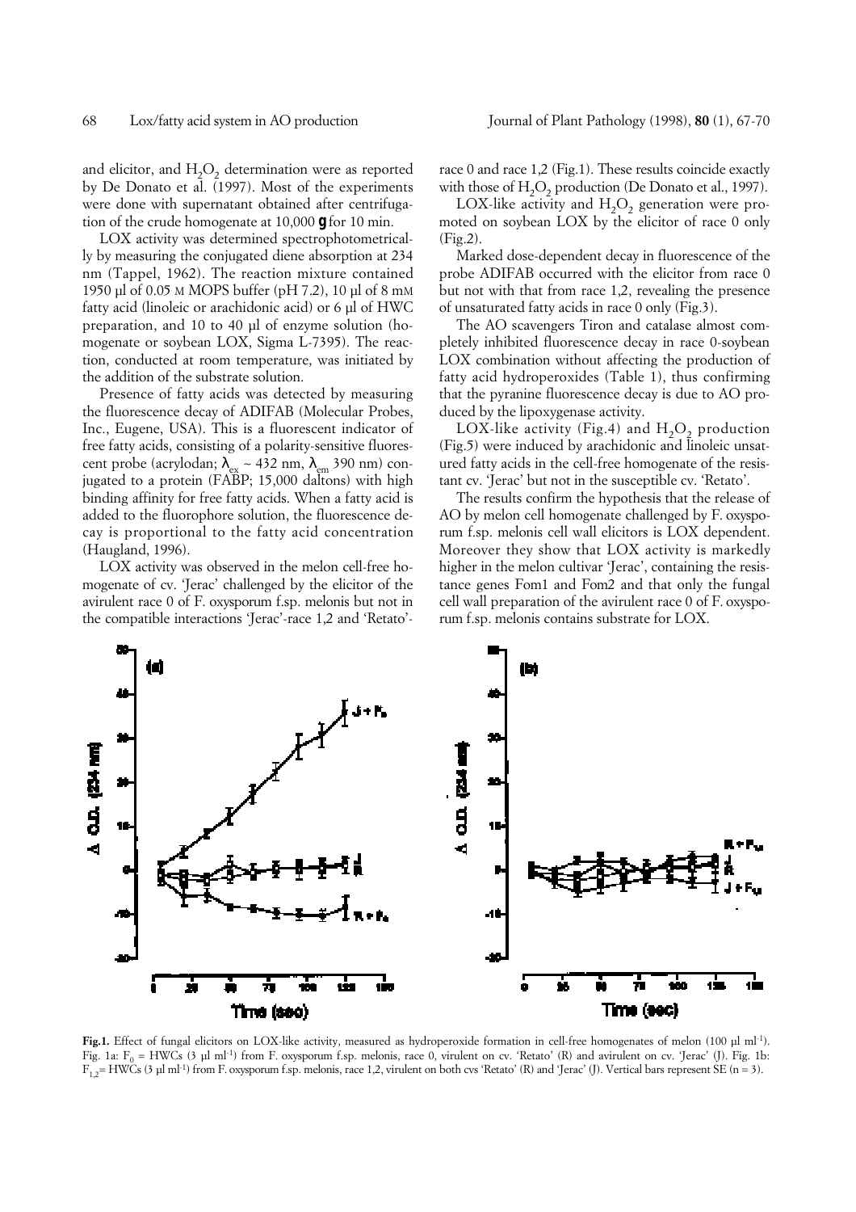and elicitor, and $H_2O_2$ determination were as reported by De Donato et al. (1997). Most of the experiments were done with supernatant obtained after centrifugation of the crude homogenate at 10,000 **g** for 10 min.

LOX activity was determined spectrophotometrically by measuring the conjugated diene absorption at 234 nm (Tappel, 1962). The reaction mixture contained 1950 µl of 0.05 M MOPS buffer (pH 7.2), 10 µl of 8 mM fatty acid (linoleic or arachidonic acid) or 6 µl of HWC preparation, and 10 to 40 µl of enzyme solution (homogenate or soybean LOX, Sigma L-7395). The reaction, conducted at room temperature, was initiated by the addition of the substrate solution.

Presence of fatty acids was detected by measuring the fluorescence decay of ADIFAB (Molecular Probes, Inc., Eugene, USA). This is a fluorescent indicator of free fatty acids, consisting of a polarity-sensitive fluorescent probe (acrylodan; $\lambda_{ex}$ ~ 432 nm, $\lambda_{em}$ 390 nm) conjugated to a protein (FABP; 15,000 daltons) with high binding affinity for free fatty acids. When a fatty acid is added to the fluorophore solution, the fluorescence decay is proportional to the fatty acid concentration (Haugland, 1996).

LOX activity was observed in the melon cell-free homogenate of cv. 'Jerac' challenged by the elicitor of the avirulent race 0 of F. oxysporum f.sp. melonis but not in the compatible interactions 'Jerac'-race 1,2 and 'Retato'-race 0 and race 1,2 (Fig.1). These results coincide exactly with those of $H_2O_2$ production (De Donato et al., 1997).

LOX-like activity and $H_2O_2$ generation were promoted on soybean LOX by the elicitor of race 0 only (Fig.2).

Marked dose-dependent decay in fluorescence of the probe ADIFAB occurred with the elicitor from race 0 but not with that from race 1,2, revealing the presence of unsaturated fatty acids in race 0 only (Fig.3).

The AO scavengers Tiron and catalase almost completely inhibited fluorescence decay in race 0-soybean LOX combination without affecting the production of fatty acid hydroperoxides (Table 1), thus confirming that the pyranine fluorescence decay is due to AO produced by the lipoxygenase activity.

LOX-like activity (Fig.4) and $H_2O_2$ production (Fig.5) were induced by arachidonic and linoleic unsatured fatty acids in the cell-free homogenate of the resistant cv. 'Jerac' but not in the susceptible cv. 'Retato'.

The results confirm the hypothesis that the release of AO by melon cell homogenate challenged by F. oxysporum f.sp. melonis cell wall elicitors is LOX dependent. Moreover they show that LOX activity is markedly higher in the melon cultivar 'Jerac', containing the resistance genes Fom1 and Fom2 and that only the fungal cell wall preparation of the avirulent race 0 of F. oxysporum f.sp. melonis contains substrate for LOX.

**Fig.1.** Effect of fungal elicitors on LOX-like activity, measured as hydroperoxide formation in cell-free homogenates of melon (100 µl ml$^{-1}$). Fig. 1a: $F_0$ = HWCs (3 µl ml$^{-1}$) from F. oxysporum f.sp. melonis, race 0, virulent on cv. 'Retato' (R) and avirulent on cv. 'Jerac' (J). Fig. 1b: $F_{1,2}$= HWCs (3 µl ml$^{-1}$) from F. oxysporum f.sp. melonis, race 1,2, virulent on both cvs 'Retato' (R) and 'Jerac' (J). Vertical bars represent SE (n = 3).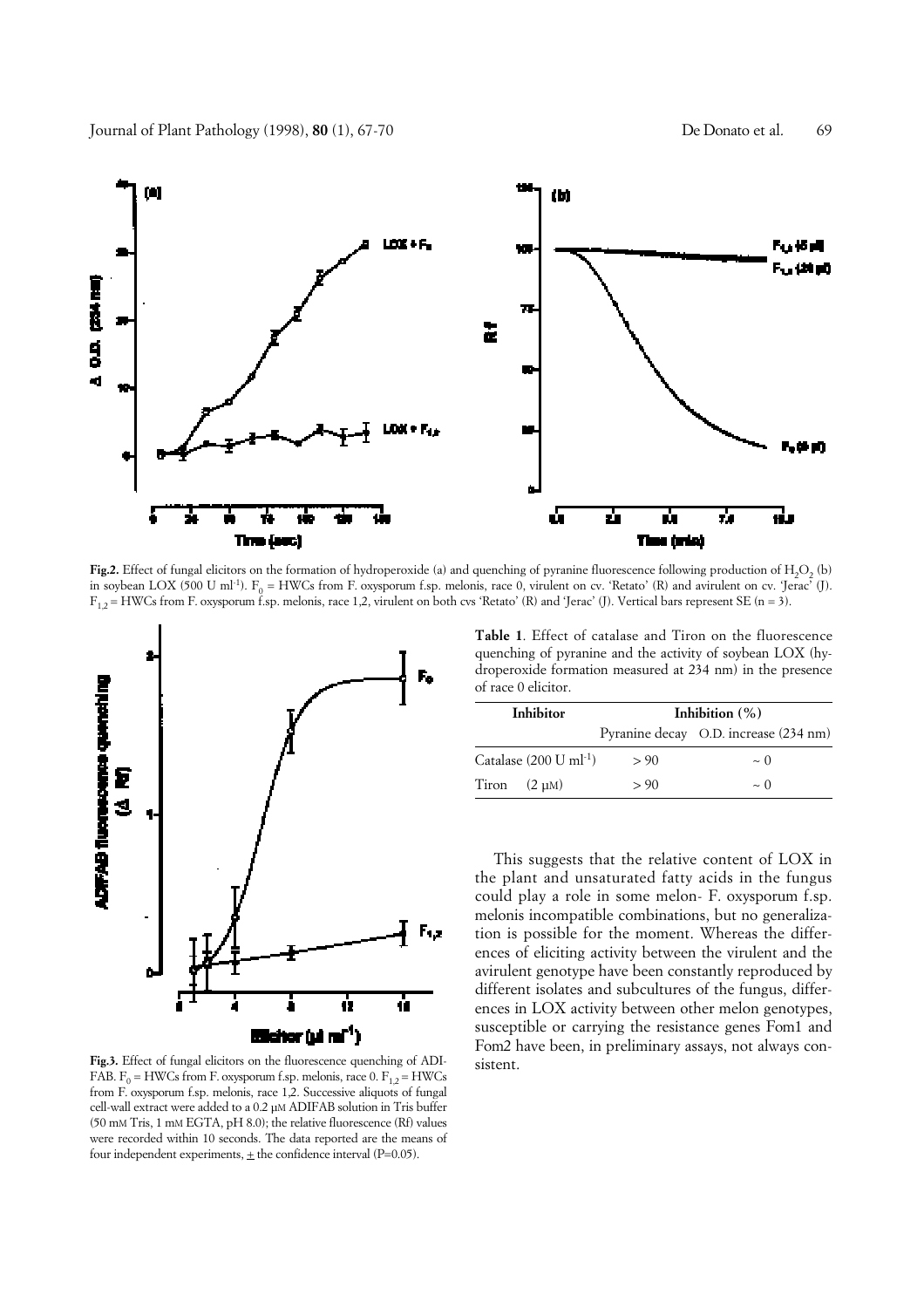**Fig.2.** Effect of fungal elicitors on the formation of hydroperoxide (a) and quenching of pyranine fluorescence following production of $H_2O_2$ (b) in soybean LOX (500 U ml$^{-1}$). $F_0$ = HWCs from F. oxysporum f.sp. melonis, race 0, virulent on cv. 'Retato' (R) and avirulent on cv. 'Jerac' (J). $F_{1,2}$ = HWCs from F. oxysporum f.sp. melonis, race 1,2, virulent on both cvs 'Retato' (R) and 'Jerac' (J). Vertical bars represent SE (n = 3).

**Fig.3.** Effect of fungal elicitors on the fluorescence quenching of ADIFAB. $F_0$ = HWCs from F. oxysporum f.sp. melonis, race 0. $F_{1,2}$ = HWCs from F. oxysporum f.sp. melonis, race 1,2. Successive aliquots of fungal cell-wall extract were added to a 0.2 μM ADIFAB solution in Tris buffer (50 mM Tris, 1 mM EGTA, pH 8.0); the relative fluorescence (Rf) values were recorded within 10 seconds. The data reported are the means of four independent experiments, ± the confidence interval (P=0.05).

**Table 1**. Effect of catalase and Tiron on the fluorescence quenching of pyranine and the activity of soybean LOX (hydroperoxide formation measured at 234 nm) in the presence of race 0 elicitor.

| Inhibitor | Inhibition (%) | |
|---|---|---|
| | Pyranine decay | O.D. increase (234 nm) |
| Catalase (200 U ml$^{-1}$) | > 90 | ~ 0 |
| Tiron (2 μM) | > 90 | ~ 0 |

This suggests that the relative content of LOX in the plant and unsaturated fatty acids in the fungus could play a role in some melon- F. oxysporum f.sp. melonis incompatible combinations, but no generalization is possible for the moment. Whereas the differences of eliciting activity between the virulent and the avirulent genotype have been constantly reproduced by different isolates and subcultures of the fungus, differences in LOX activity between other melon genotypes, susceptible or carrying the resistance genes Fom1 and Fom2 have been, in preliminary assays, not always consistent.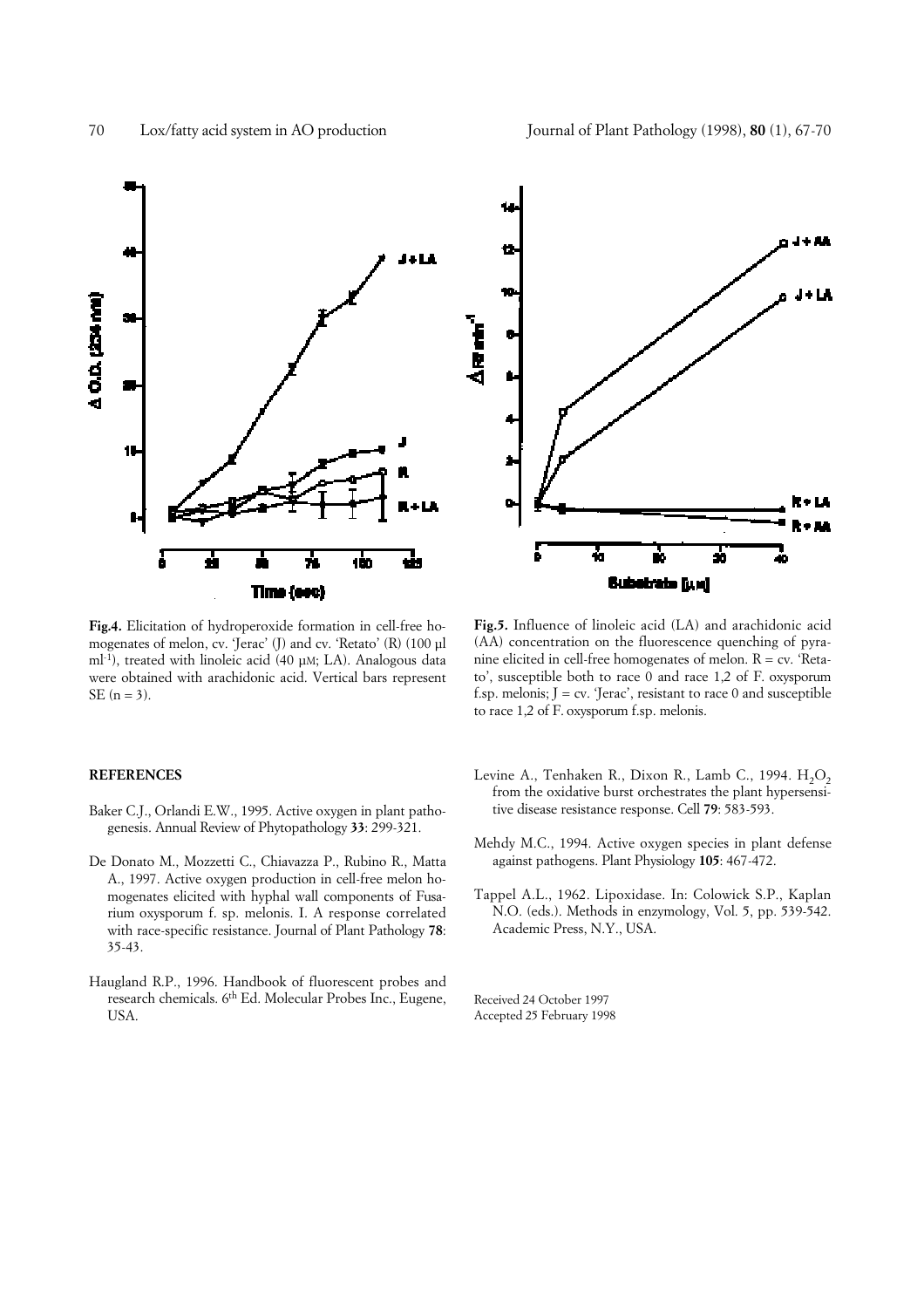Δ O.D. (234 nm)

J + LA

J

R

R + LA

0 25 50 75 100 125

Time (sec)

**Fig.4.** Elicitation of hydroperoxide formation in cell-free homogenates of melon, cv. 'Jerac' (J) and cv. 'Retato' (R) (100 µl ml[-1]), treated with linoleic acid (40 µM; LA). Analogous data were obtained with arachidonic acid. Vertical bars represent SE (n = 3).

Δ FU min[-1]

J + AA

J + LA

R + LA

R + AA

Substrate [µM]

**Fig.5.** Influence of linoleic acid (LA) and arachidonic acid (AA) concentration on the fluorescence quenching of pyranine elicited in cell-free homogenates of melon. R = cv. 'Retato', susceptible both to race 0 and race 1,2 of F. oxysporum f.sp. melonis; J = cv. 'Jerac', resistant to race 0 and susceptible to race 1,2 of F. oxysporum f.sp. melonis.

## REFERENCES

Baker C.J., Orlandi E.W., 1995. Active oxygen in plant pathogenesis. Annual Review of Phytopathology **33**: 299-321.

De Donato M., Mozzetti C., Chiavazza P., Rubino R., Matta A., 1997. Active oxygen production in cell-free melon homogenates elicited with hyphal wall components of Fusarium oxysporum f. sp. melonis. I. A response correlated with race-specific resistance. Journal of Plant Pathology **78**: 35-43.

Haugland R.P., 1996. Handbook of fluorescent probes and research chemicals. 6th Ed. Molecular Probes Inc., Eugene, USA.

Levine A., Tenhaken R., Dixon R., Lamb C., 1994. $H_2O_2$ from the oxidative burst orchestrates the plant hypersensitive disease resistance response. Cell **79**: 583-593.

Mehdy M.C., 1994. Active oxygen species in plant defense against pathogens. Plant Physiology **105**: 467-472.

Tappel A.L., 1962. Lipoxidase. In: Colowick S.P., Kaplan N.O. (eds.). Methods in enzymology, Vol. 5, pp. 539-542. Academic Press, N.Y., USA.

Received 24 October 1997
Accepted 25 February 1998